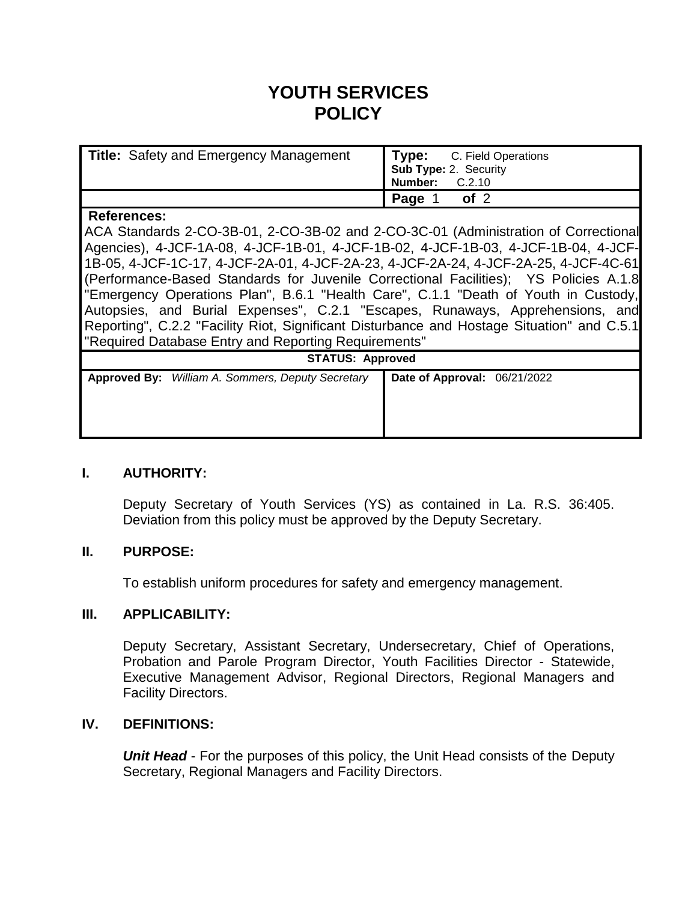# YOUTH SERVICES POLICY

| **Title:** Safety and Emergency Management | **Type:** C. Field Operations<br>**Sub Type:** 2. Security<br>**Number:** C.2.10 |
|---|---|
| | **Page** 1 **of** 2 |
| **References:**<br>ACA Standards 2-CO-3B-01, 2-CO-3B-02 and 2-CO-3C-01 (Administration of Correctional Agencies), 4-JCF-1A-08, 4-JCF-1B-01, 4-JCF-1B-02, 4-JCF-1B-03, 4-JCF-1B-04, 4-JCF-1B-05, 4-JCF-1C-17, 4-JCF-2A-01, 4-JCF-2A-23, 4-JCF-2A-24, 4-JCF-2A-25, 4-JCF-4C-61 (Performance-Based Standards for Juvenile Correctional Facilities); YS Policies A.1.8 "Emergency Operations Plan", B.6.1 "Health Care", C.1.1 "Death of Youth in Custody, Autopsies, and Burial Expenses", C.2.1 "Escapes, Runaways, Apprehensions, and Reporting", C.2.2 "Facility Riot, Significant Disturbance and Hostage Situation" and C.5.1 "Required Database Entry and Reporting Requirements" | |
| **STATUS: Approved** | |
| **Approved By:** *William A. Sommers, Deputy Secretary* | **Date of Approval:** 06/21/2022 |

## I. AUTHORITY:

Deputy Secretary of Youth Services (YS) as contained in La. R.S. 36:405. Deviation from this policy must be approved by the Deputy Secretary.

## II. PURPOSE:

To establish uniform procedures for safety and emergency management.

## III. APPLICABILITY:

Deputy Secretary, Assistant Secretary, Undersecretary, Chief of Operations, Probation and Parole Program Director, Youth Facilities Director - Statewide, Executive Management Advisor, Regional Directors, Regional Managers and Facility Directors.

## IV. DEFINITIONS:

***Unit Head*** - For the purposes of this policy, the Unit Head consists of the Deputy Secretary, Regional Managers and Facility Directors.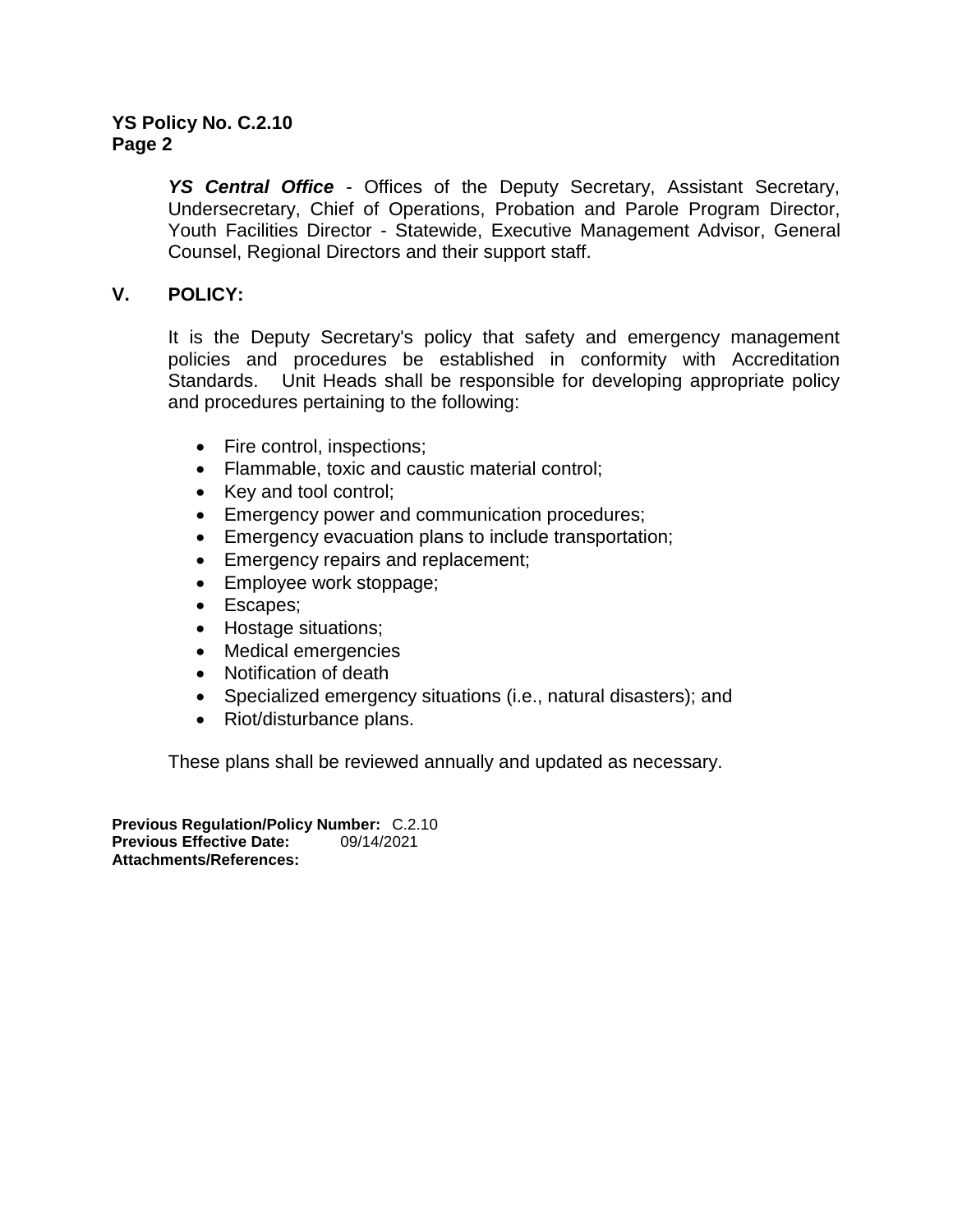***YS Central Office*** - Offices of the Deputy Secretary, Assistant Secretary, Undersecretary, Chief of Operations, Probation and Parole Program Director, Youth Facilities Director - Statewide, Executive Management Advisor, General Counsel, Regional Directors and their support staff.

## V. POLICY:

It is the Deputy Secretary's policy that safety and emergency management policies and procedures be established in conformity with Accreditation Standards. Unit Heads shall be responsible for developing appropriate policy and procedures pertaining to the following:

- Fire control, inspections;
- Flammable, toxic and caustic material control;
- Key and tool control;
- Emergency power and communication procedures;
- Emergency evacuation plans to include transportation;
- Emergency repairs and replacement;
- Employee work stoppage;
- Escapes;
- Hostage situations;
- Medical emergencies
- Notification of death
- Specialized emergency situations (i.e., natural disasters); and
- Riot/disturbance plans.

These plans shall be reviewed annually and updated as necessary.

**Previous Regulation/Policy Number:** C.2.10
**Previous Effective Date:** 09/14/2021
**Attachments/References:**